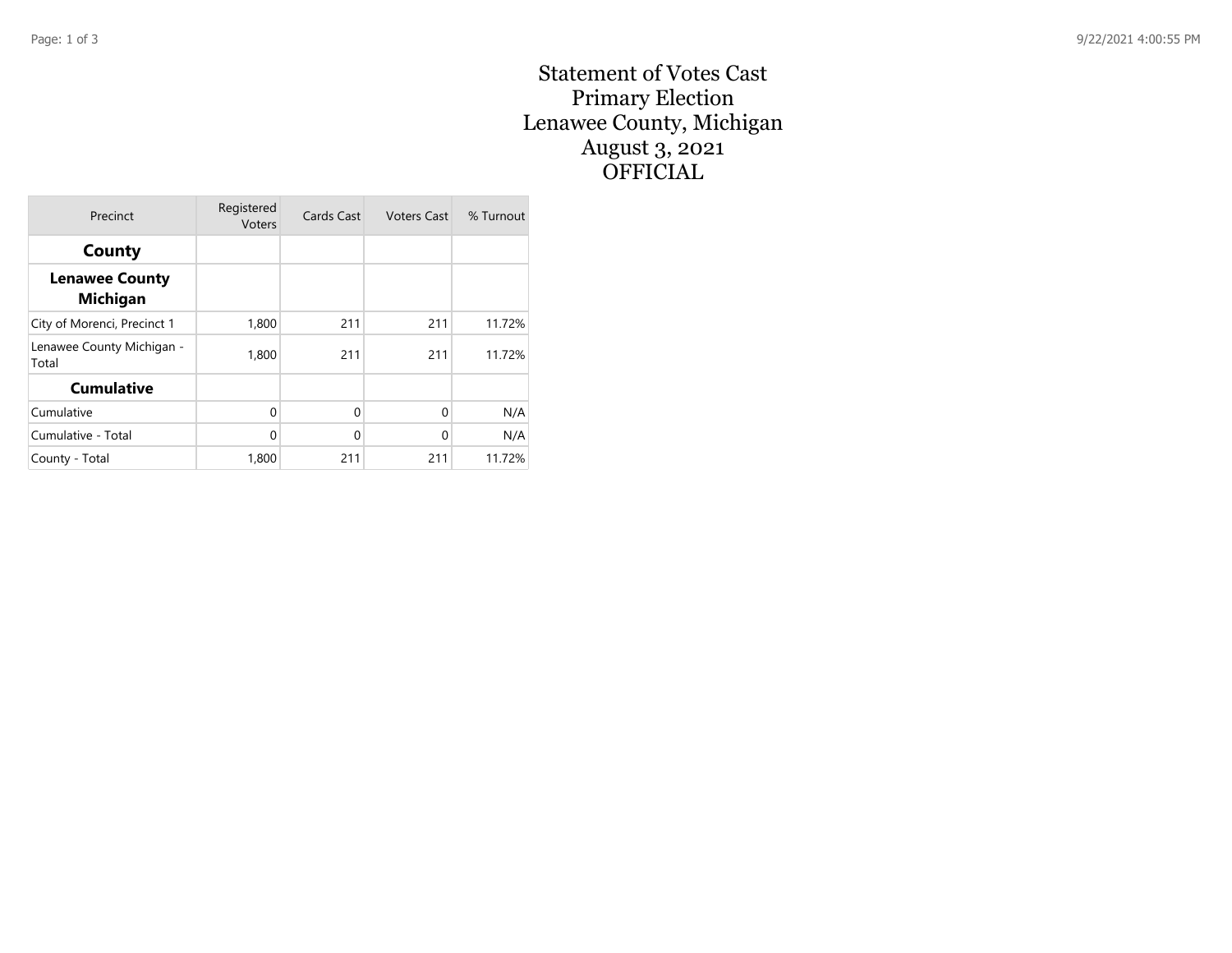# Statement of Votes Cast
## Primary Election
## Lenawee County, Michigan
## August 3, 2021
## OFFICIAL

| Precinct | Registered Voters | Cards Cast | Voters Cast | % Turnout |
|---|---|---|---|---|
| **County** | | | | |
| **Lenawee County Michigan** | | | | |
| City of Morenci, Precinct 1 | 1,800 | 211 | 211 | 11.72% |
| Lenawee County Michigan - Total | 1,800 | 211 | 211 | 11.72% |
| **Cumulative** | | | | |
| Cumulative | 0 | 0 | 0 | N/A |
| Cumulative - Total | 0 | 0 | 0 | N/A |
| County - Total | 1,800 | 211 | 211 | 11.72% |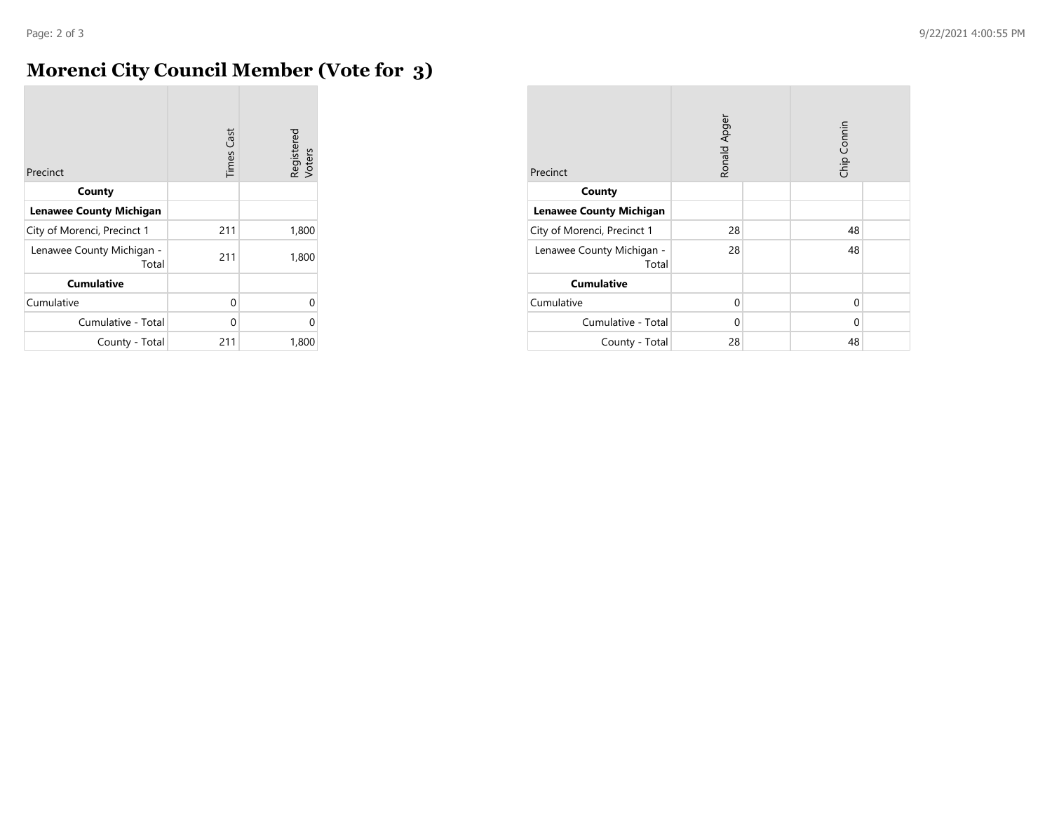# Morenci City Council Member (Vote for 3)

| Precinct | Times Cast | Registered Voters |
|---|---|---|
| **County** | | |
| **Lenawee County Michigan** | | |
| City of Morenci, Precinct 1 | 211 | 1,800 |
| Lenawee County Michigan - Total | 211 | 1,800 |
| **Cumulative** | | |
| Cumulative | 0 | 0 |
| Cumulative - Total | 0 | 0 |
| County - Total | 211 | 1,800 |

| Precinct | Ronald Apger | | Chip Connin | |
|---|---|---|---|---|
| **County** | | | | |
| **Lenawee County Michigan** | | | | |
| City of Morenci, Precinct 1 | 28 | | 48 | |
| Lenawee County Michigan - Total | 28 | | 48 | |
| **Cumulative** | | | | |
| Cumulative | 0 | | 0 | |
| Cumulative - Total | 0 | | 0 | |
| County - Total | 28 | | 48 | |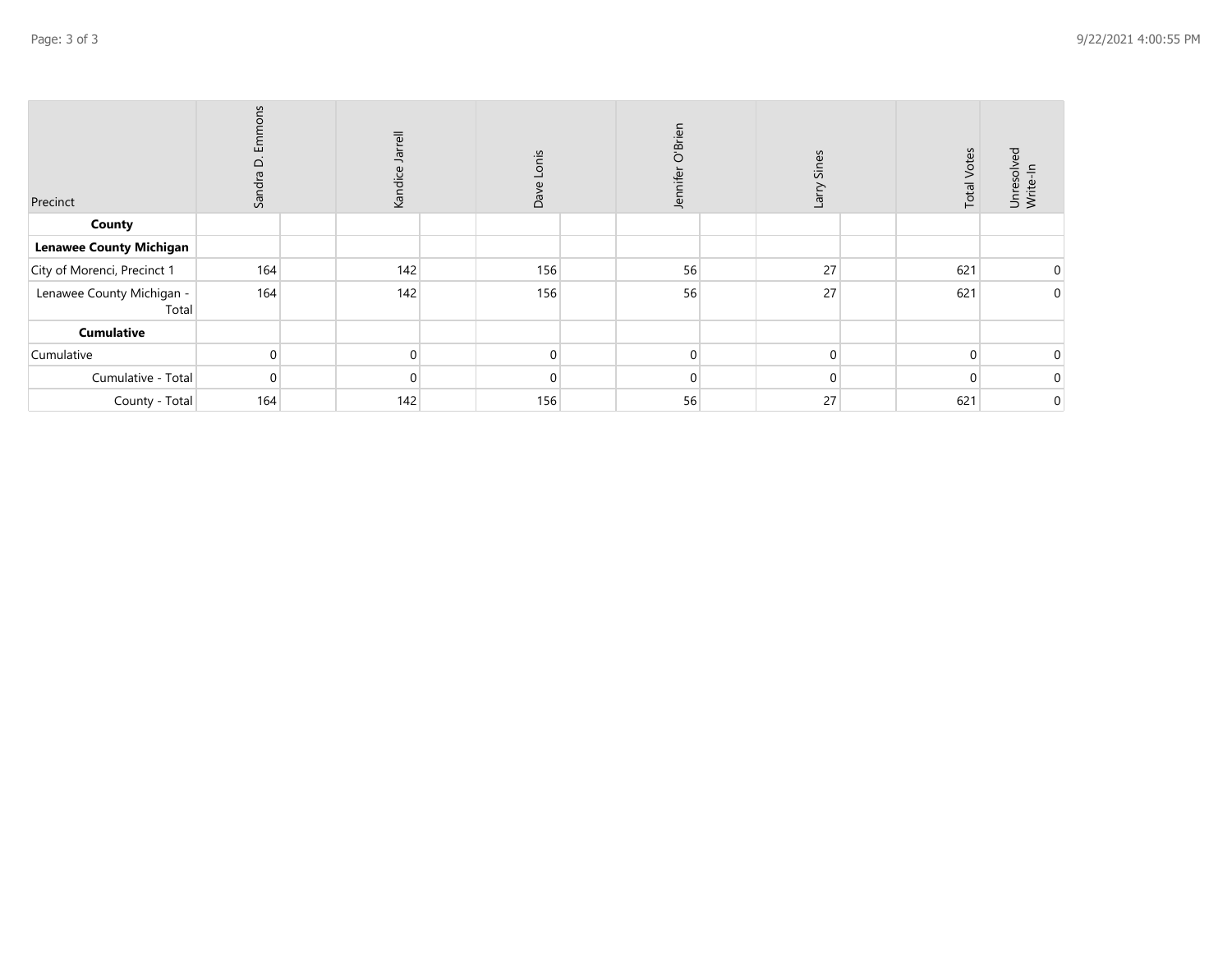| Precinct | Sandra D. Emmons | | Kandice Jarrell | | Dave Lonis | | Jennifer O'Brien | | Larry Sines | | Total Votes | Unresolved Write-In |
|---|---|---|---|---|---|---|---|---|---|---|---|---|
| **County** | | | | | | | | | | | | |
| **Lenawee County Michigan** | | | | | | | | | | | | |
| City of Morenci, Precinct 1 | 164 | | 142 | | 156 | | 56 | | 27 | | 621 | 0 |
| Lenawee County Michigan - Total | 164 | | 142 | | 156 | | 56 | | 27 | | 621 | 0 |
| **Cumulative** | | | | | | | | | | | | |
| Cumulative | 0 | | 0 | | 0 | | 0 | | 0 | | 0 | 0 |
| Cumulative - Total | 0 | | 0 | | 0 | | 0 | | 0 | | 0 | 0 |
| County - Total | 164 | | 142 | | 156 | | 56 | | 27 | | 621 | 0 |